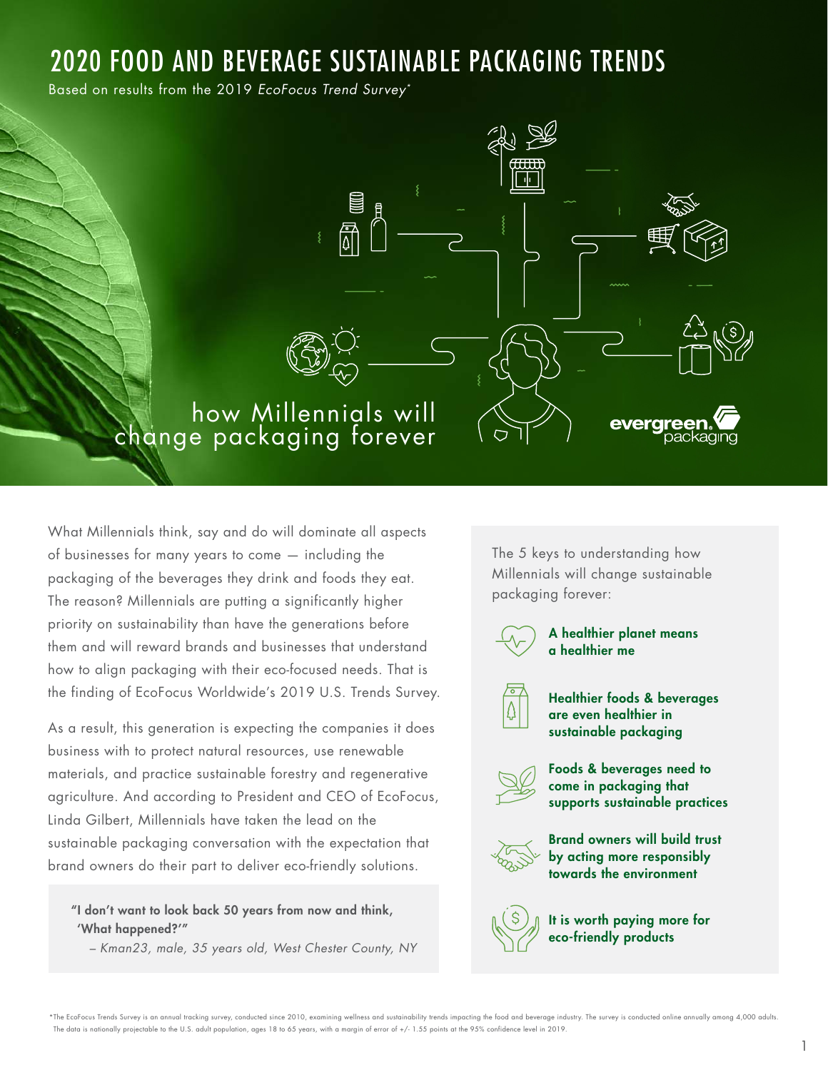# 2020 FOOD AND BEVERAGE SUSTAINABLE PACKAGING TRENDS

Based on results from the 2019 *EcoFocus Trend Survey*\*

## how Millennials will change packaging forever

evergreen packaging

What Millennials think, say and do will dominate all aspects of businesses for many years to come — including the packaging of the beverages they drink and foods they eat. The reason? Millennials are putting a significantly higher priority on sustainability than have the generations before them and will reward brands and businesses that understand how to align packaging with their eco-focused needs. That is the finding of EcoFocus Worldwide's 2019 U.S. Trends Survey.

As a result, this generation is expecting the companies it does business with to protect natural resources, use renewable materials, and practice sustainable forestry and regenerative agriculture. And according to President and CEO of EcoFocus, Linda Gilbert, Millennials have taken the lead on the sustainable packaging conversation with the expectation that brand owners do their part to deliver eco-friendly solutions.

> **"I don't want to look back 50 years from now and think, 'What happened?'"**
>
> *– Kman23, male, 35 years old, West Chester County, NY*

The 5 keys to understanding how Millennials will change sustainable packaging forever:

- **A healthier planet means a healthier me**
- **Healthier foods & beverages are even healthier in sustainable packaging**
- **Foods & beverages need to come in packaging that supports sustainable practices**
- **Brand owners will build trust by acting more responsibly towards the environment**
- **It is worth paying more for eco-friendly products**

\*The EcoFocus Trends Survey is an annual tracking survey, conducted since 2010, examining wellness and sustainability trends impacting the food and beverage industry. The survey is conducted online annually among 4,000 adults. The data is nationally projectable to the U.S. adult population, ages 18 to 65 years, with a margin of error of +/- 1.55 points at the 95% confidence level in 2019.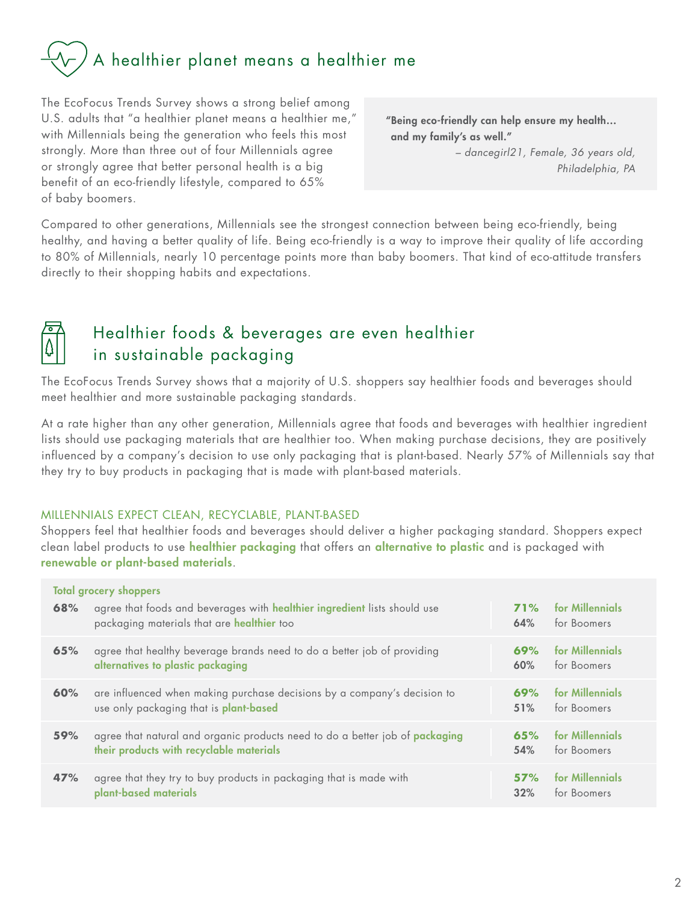## A healthier planet means a healthier me

The EcoFocus Trends Survey shows a strong belief among U.S. adults that "a healthier planet means a healthier me," with Millennials being the generation who feels this most strongly. More than three out of four Millennials agree or strongly agree that better personal health is a big benefit of an eco-friendly lifestyle, compared to 65% of baby boomers.

> **"Being eco-friendly can help ensure my health... and my family's as well."**
> *– dancegirl21, Female, 36 years old, Philadelphia, PA*

Compared to other generations, Millennials see the strongest connection between being eco-friendly, being healthy, and having a better quality of life. Being eco-friendly is a way to improve their quality of life according to 80% of Millennials, nearly 10 percentage points more than baby boomers. That kind of eco-attitude transfers directly to their shopping habits and expectations.

## Healthier foods & beverages are even healthier in sustainable packaging

The EcoFocus Trends Survey shows that a majority of U.S. shoppers say healthier foods and beverages should meet healthier and more sustainable packaging standards.

At a rate higher than any other generation, Millennials agree that foods and beverages with healthier ingredient lists should use packaging materials that are healthier too. When making purchase decisions, they are positively influenced by a company's decision to use only packaging that is plant-based. Nearly 57% of Millennials say that they try to buy products in packaging that is made with plant-based materials.

### MILLENNIALS EXPECT CLEAN, RECYCLABLE, PLANT-BASED

Shoppers feel that healthier foods and beverages should deliver a higher packaging standard. Shoppers expect clean label products to use **healthier packaging** that offers an **alternative to plastic** and is packaged with **renewable or plant-based materials**.

| Total grocery shoppers | | | |
|---|---|---|---|
| **68%** | agree that foods and beverages with **healthier ingredient** lists should use packaging materials that are **healthier** too | **71%** for Millennials | **64%** for Boomers |
| **65%** | agree that healthy beverage brands need to do a better job of providing **alternatives to plastic packaging** | **69%** for Millennials | **60%** for Boomers |
| **60%** | are influenced when making purchase decisions by a company's decision to use only packaging that is **plant-based** | **69%** for Millennials | **51%** for Boomers |
| **59%** | agree that natural and organic products need to do a better job of **packaging their products with recyclable materials** | **65%** for Millennials | **54%** for Boomers |
| **47%** | agree that they try to buy products in packaging that is made with **plant-based materials** | **57%** for Millennials | **32%** for Boomers |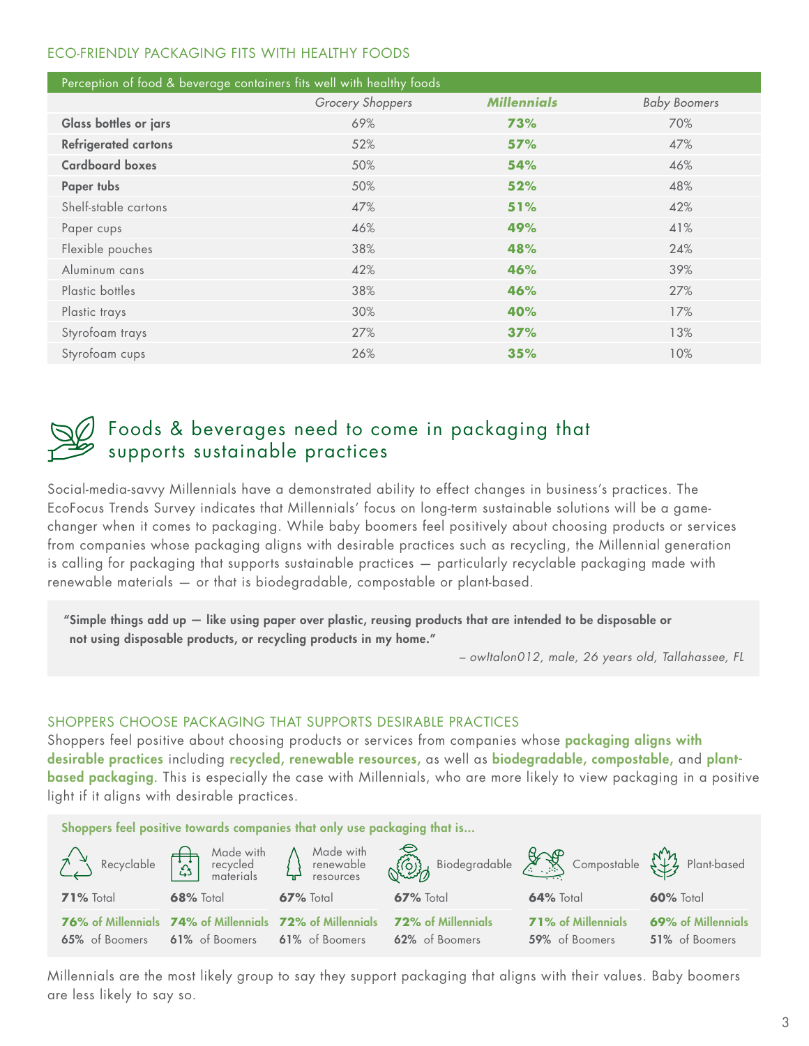## ECO-FRIENDLY PACKAGING FITS WITH HEALTHY FOODS

| Perception of food & beverage containers fits well with healthy foods | *Grocery Shoppers* | ***Millennials*** | *Baby Boomers* |
|---|---|---|---|
| **Glass bottles or jars** | 69% | **73%** | 70% |
| **Refrigerated cartons** | 52% | **57%** | 47% |
| **Cardboard boxes** | 50% | **54%** | 46% |
| **Paper tubs** | 50% | **52%** | 48% |
| Shelf-stable cartons | 47% | **51%** | 42% |
| Paper cups | 46% | **49%** | 41% |
| Flexible pouches | 38% | **48%** | 24% |
| Aluminum cans | 42% | **46%** | 39% |
| Plastic bottles | 38% | **46%** | 27% |
| Plastic trays | 30% | **40%** | 17% |
| Styrofoam trays | 27% | **37%** | 13% |
| Styrofoam cups | 26% | **35%** | 10% |

# Foods & beverages need to come in packaging that supports sustainable practices

Social-media-savvy Millennials have a demonstrated ability to effect changes in business's practices. The EcoFocus Trends Survey indicates that Millennials' focus on long-term sustainable solutions will be a game-changer when it comes to packaging. While baby boomers feel positively about choosing products or services from companies whose packaging aligns with desirable practices such as recycling, the Millennial generation is calling for packaging that supports sustainable practices — particularly recyclable packaging made with renewable materials — or that is biodegradable, compostable or plant-based.

> **"Simple things add up — like using paper over plastic, reusing products that are intended to be disposable or not using disposable products, or recycling products in my home."**
>
> *– owltalon012, male, 26 years old, Tallahassee, FL*

## SHOPPERS CHOOSE PACKAGING THAT SUPPORTS DESIRABLE PRACTICES

Shoppers feel positive about choosing products or services from companies whose **packaging aligns with desirable practices** including **recycled, renewable resources,** as well as **biodegradable, compostable,** and **plant-based packaging**. This is especially the case with Millennials, who are more likely to view packaging in a positive light if it aligns with desirable practices.

**Shoppers feel positive towards companies that only use packaging that is...**

| Recyclable | Made with recycled materials | Made with renewable resources | Biodegradable | Compostable | Plant-based |
|---|---|---|---|---|---|
| **71%** Total | **68%** Total | **67%** Total | **67%** Total | **64%** Total | **60%** Total |
| **76% of Millennials** | **74% of Millennials** | **72% of Millennials** | **72% of Millennials** | **71% of Millennials** | **69% of Millennials** |
| **65%** of Boomers | **61%** of Boomers | **61%** of Boomers | **62%** of Boomers | **59%** of Boomers | **51%** of Boomers |

Millennials are the most likely group to say they support packaging that aligns with their values. Baby boomers are less likely to say so.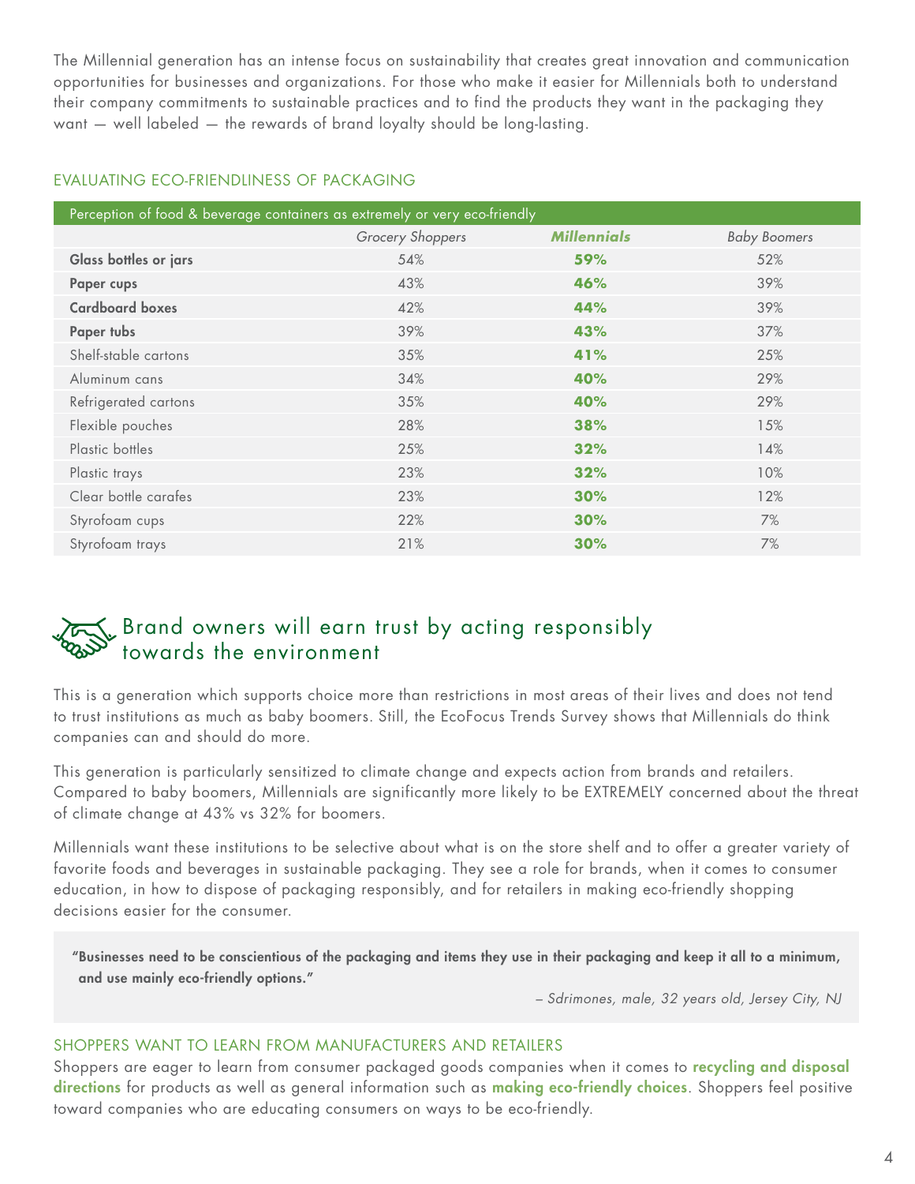The Millennial generation has an intense focus on sustainability that creates great innovation and communication opportunities for businesses and organizations. For those who make it easier for Millennials both to understand their company commitments to sustainable practices and to find the products they want in the packaging they want — well labeled — the rewards of brand loyalty should be long-lasting.

### EVALUATING ECO-FRIENDLINESS OF PACKAGING

| Perception of food & beverage containers as extremely or very eco-friendly | | | |
|---|---|---|---|
| | *Grocery Shoppers* | ***Millennials*** | *Baby Boomers* |
| **Glass bottles or jars** | 54% | **59%** | 52% |
| **Paper cups** | 43% | **46%** | 39% |
| **Cardboard boxes** | 42% | **44%** | 39% |
| **Paper tubs** | 39% | **43%** | 37% |
| Shelf-stable cartons | 35% | **41%** | 25% |
| Aluminum cans | 34% | **40%** | 29% |
| Refrigerated cartons | 35% | **40%** | 29% |
| Flexible pouches | 28% | **38%** | 15% |
| Plastic bottles | 25% | **32%** | 14% |
| Plastic trays | 23% | **32%** | 10% |
| Clear bottle carafes | 23% | **30%** | 12% |
| Styrofoam cups | 22% | **30%** | 7% |
| Styrofoam trays | 21% | **30%** | 7% |

## Brand owners will earn trust by acting responsibly towards the environment

This is a generation which supports choice more than restrictions in most areas of their lives and does not tend to trust institutions as much as baby boomers. Still, the EcoFocus Trends Survey shows that Millennials do think companies can and should do more.

This generation is particularly sensitized to climate change and expects action from brands and retailers. Compared to baby boomers, Millennials are significantly more likely to be EXTREMELY concerned about the threat of climate change at 43% vs 32% for boomers.

Millennials want these institutions to be selective about what is on the store shelf and to offer a greater variety of favorite foods and beverages in sustainable packaging. They see a role for brands, when it comes to consumer education, in how to dispose of packaging responsibly, and for retailers in making eco-friendly shopping decisions easier for the consumer.

> **"Businesses need to be conscientious of the packaging and items they use in their packaging and keep it all to a minimum, and use mainly eco-friendly options."**
>
> *– Sdrimones, male, 32 years old, Jersey City, NJ*

### SHOPPERS WANT TO LEARN FROM MANUFACTURERS AND RETAILERS

Shoppers are eager to learn from consumer packaged goods companies when it comes to **recycling and disposal directions** for products as well as general information such as **making eco-friendly choices**. Shoppers feel positive toward companies who are educating consumers on ways to be eco-friendly.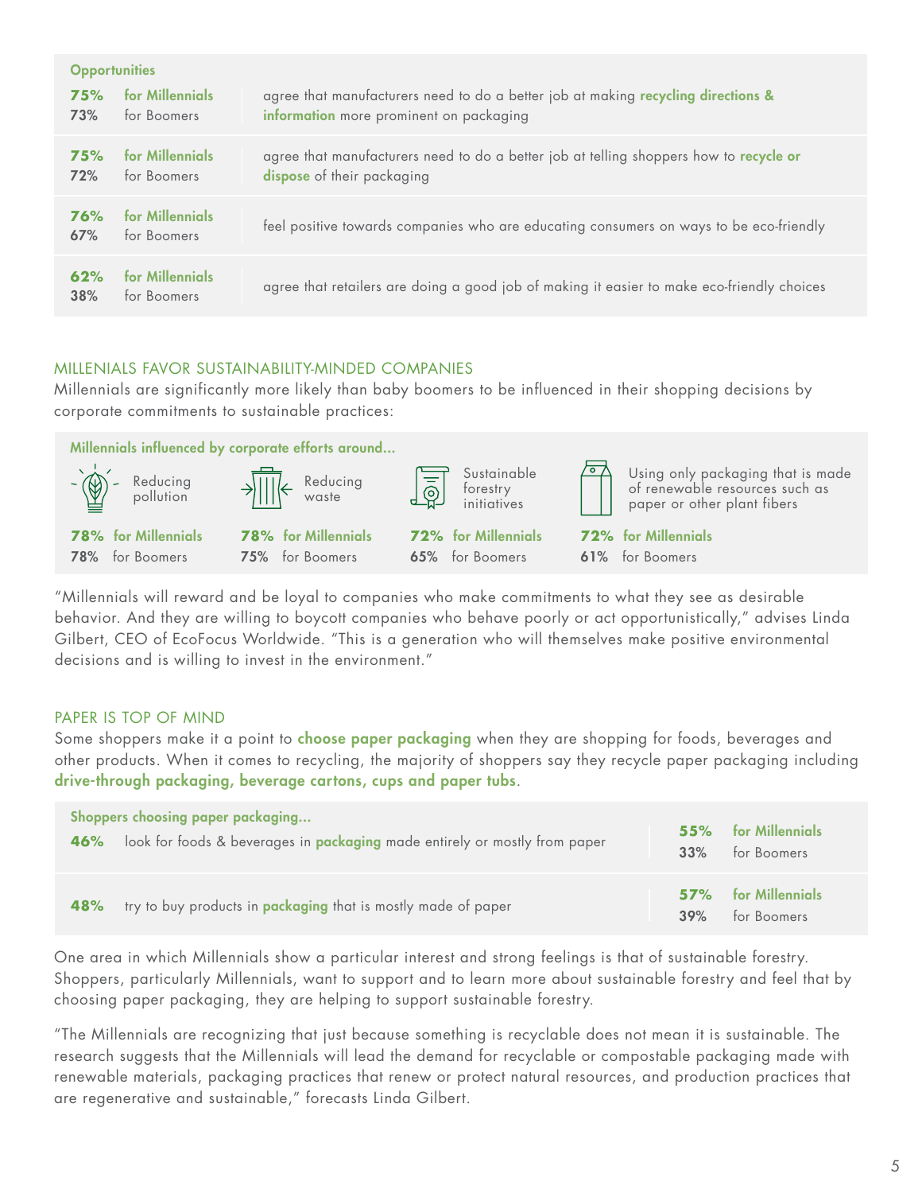**Opportunities**

| Millennials | Boomers | |
|---|---|---|
| **75%** for Millennials | 73% for Boomers | agree that manufacturers need to do a better job at making **recycling directions & information** more prominent on packaging |
| **75%** for Millennials | 72% for Boomers | agree that manufacturers need to do a better job at telling shoppers how to **recycle or dispose** of their packaging |
| **76%** for Millennials | 67% for Boomers | feel positive towards companies who are educating consumers on ways to be eco-friendly |
| **62%** for Millennials | 38% for Boomers | agree that retailers are doing a good job of making it easier to make eco-friendly choices |

## MILLENIALS FAVOR SUSTAINABILITY-MINDED COMPANIES

Millennials are significantly more likely than baby boomers to be influenced in their shopping decisions by corporate commitments to sustainable practices:

**Millennials influenced by corporate efforts around...**

| | Reducing pollution | Reducing waste | Sustainable forestry initiatives | Using only packaging that is made of renewable resources such as paper or other plant fibers |
|---|---|---|---|---|
| **for Millennials** | **78%** | **78%** | **72%** | **72%** |
| for Boomers | 78% | 75% | 65% | 61% |

"Millennials will reward and be loyal to companies who make commitments to what they see as desirable behavior. And they are willing to boycott companies who behave poorly or act opportunistically," advises Linda Gilbert, CEO of EcoFocus Worldwide. "This is a generation who will themselves make positive environmental decisions and is willing to invest in the environment."

## PAPER IS TOP OF MIND

Some shoppers make it a point to **choose paper packaging** when they are shopping for foods, beverages and other products. When it comes to recycling, the majority of shoppers say they recycle paper packaging including **drive-through packaging, beverage cartons, cups and paper tubs**.

**Shoppers choosing paper packaging...**

| | | Millennials | Boomers |
|---|---|---|---|
| **46%** | look for foods & beverages in **packaging** made entirely or mostly from paper | **55%** for Millennials | 33% for Boomers |
| **48%** | try to buy products in **packaging** that is mostly made of paper | **57%** for Millennials | 39% for Boomers |

One area in which Millennials show a particular interest and strong feelings is that of sustainable forestry. Shoppers, particularly Millennials, want to support and to learn more about sustainable forestry and feel that by choosing paper packaging, they are helping to support sustainable forestry.

"The Millennials are recognizing that just because something is recyclable does not mean it is sustainable. The research suggests that the Millennials will lead the demand for recyclable or compostable packaging made with renewable materials, packaging practices that renew or protect natural resources, and production practices that are regenerative and sustainable," forecasts Linda Gilbert.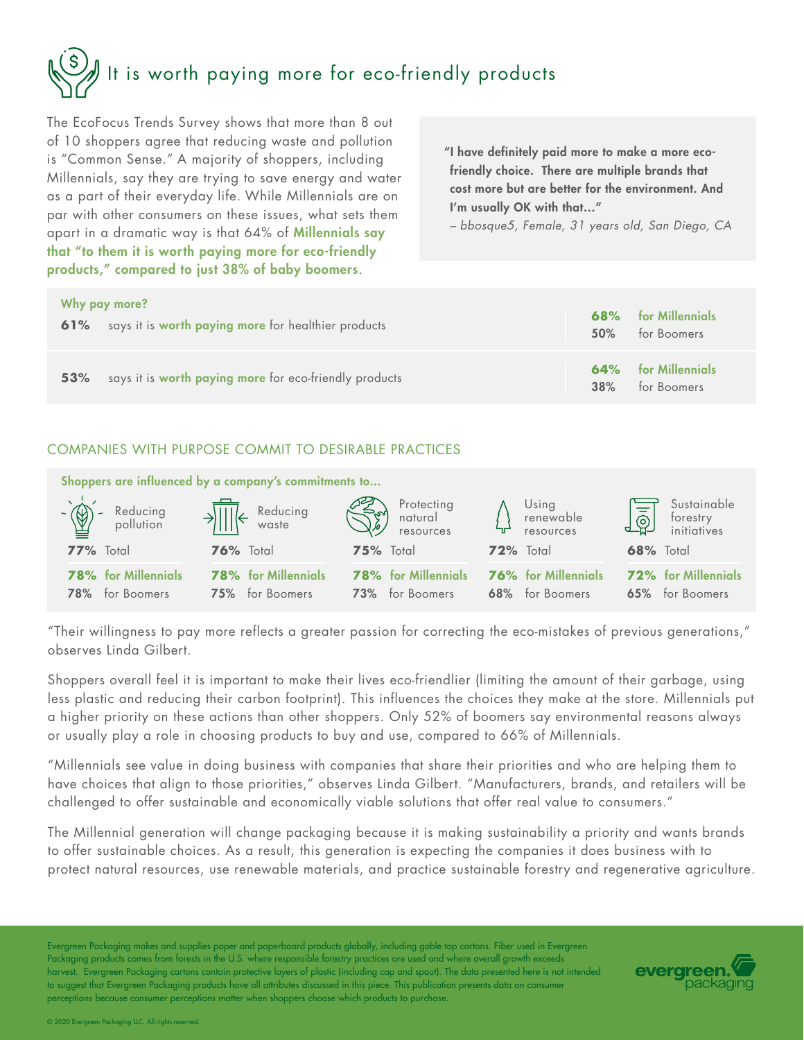# It is worth paying more for eco-friendly products

The EcoFocus Trends Survey shows that more than 8 out of 10 shoppers agree that reducing waste and pollution is "Common Sense." A majority of shoppers, including Millennials, say they are trying to save energy and water as a part of their everyday life. While Millennials are on par with other consumers on these issues, what sets them apart in a dramatic way is that 64% of **Millennials say that "to them it is worth paying more for eco-friendly products," compared to just 38% of baby boomers**.

> **"I have definitely paid more to make a more eco-friendly choice. There are multiple brands that cost more but are better for the environment. And I'm usually OK with that..."**
>
> *– bbosque5, Female, 31 years old, San Diego, CA*

**Why pay more?**

| | | | |
|---|---|---|---|
| **61%** | says it is **worth paying more** for healthier products | **68%** for Millennials | 50% for Boomers |
| **53%** | says it is **worth paying more** for eco-friendly products | **64%** for Millennials | 38% for Boomers |

## COMPANIES WITH PURPOSE COMMIT TO DESIRABLE PRACTICES

**Shoppers are influenced by a company's commitments to...**

| | Reducing pollution | Reducing waste | Protecting natural resources | Using renewable resources | Sustainable forestry initiatives |
|---|---|---|---|---|---|
| Total | **77%** | **76%** | **75%** | **72%** | **68%** |
| for Millennials | **78%** | **78%** | **78%** | **76%** | **72%** |
| for Boomers | 78% | 75% | 73% | 68% | 65% |

"Their willingness to pay more reflects a greater passion for correcting the eco-mistakes of previous generations," observes Linda Gilbert.

Shoppers overall feel it is important to make their lives eco-friendlier (limiting the amount of their garbage, using less plastic and reducing their carbon footprint). This influences the choices they make at the store. Millennials put a higher priority on these actions than other shoppers. Only 52% of boomers say environmental reasons always or usually play a role in choosing products to buy and use, compared to 66% of Millennials.

"Millennials see value in doing business with companies that share their priorities and who are helping them to have choices that align to those priorities," observes Linda Gilbert. "Manufacturers, brands, and retailers will be challenged to offer sustainable and economically viable solutions that offer real value to consumers."

The Millennial generation will change packaging because it is making sustainability a priority and wants brands to offer sustainable choices. As a result, this generation is expecting the companies it does business with to protect natural resources, use renewable materials, and practice sustainable forestry and regenerative agriculture.

Evergreen Packaging makes and supplies paper and paperboard products globally, including gable top cartons. Fiber used in Evergreen Packaging products comes from forests in the U.S. where responsible forestry practices are used and where overall growth exceeds harvest. Evergreen Packaging cartons contain protective layers of plastic (including cap and spout). The data presented here is not intended to suggest that Evergreen Packaging products have all attributes discussed in this piece. This publication presents data on consumer perceptions because consumer perceptions matter when shoppers choose which products to purchase.

evergreen. packaging

© 2020 Evergreen Packaging LLC. All rights reserved.